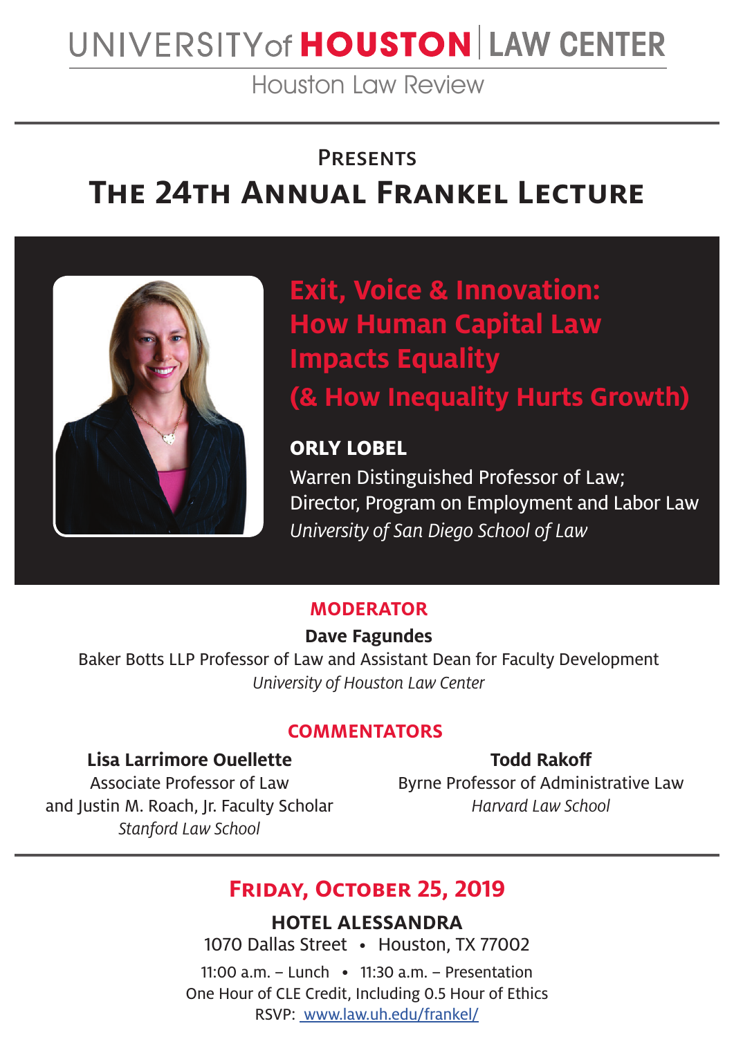# UNIVERSITY of HOUSTON | LAW CENTER

Houston Law Review

## Presents

# The 24th Annual Frankel Lecture

## Exit, Voice & Innovation: How Human Capital Law Impacts Equality (& How Inequality Hurts Growth)

**ORLY LOBEL**

Warren Distinguished Professor of Law;
Director, Program on Employment and Labor Law
*University of San Diego School of Law*

### MODERATOR

**Dave Fagundes**
Baker Botts LLP Professor of Law and Assistant Dean for Faculty Development
*University of Houston Law Center*

### COMMENTATORS

**Lisa Larrimore Ouellette**
Associate Professor of Law
and Justin M. Roach, Jr. Faculty Scholar
*Stanford Law School*

**Todd Rakoff**
Byrne Professor of Administrative Law
*Harvard Law School*

## Friday, October 25, 2019

**HOTEL ALESSANDRA**
1070 Dallas Street • Houston, TX 77002

11:00 a.m. – Lunch • 11:30 a.m. – Presentation
One Hour of CLE Credit, Including 0.5 Hour of Ethics
RSVP: www.law.uh.edu/frankel/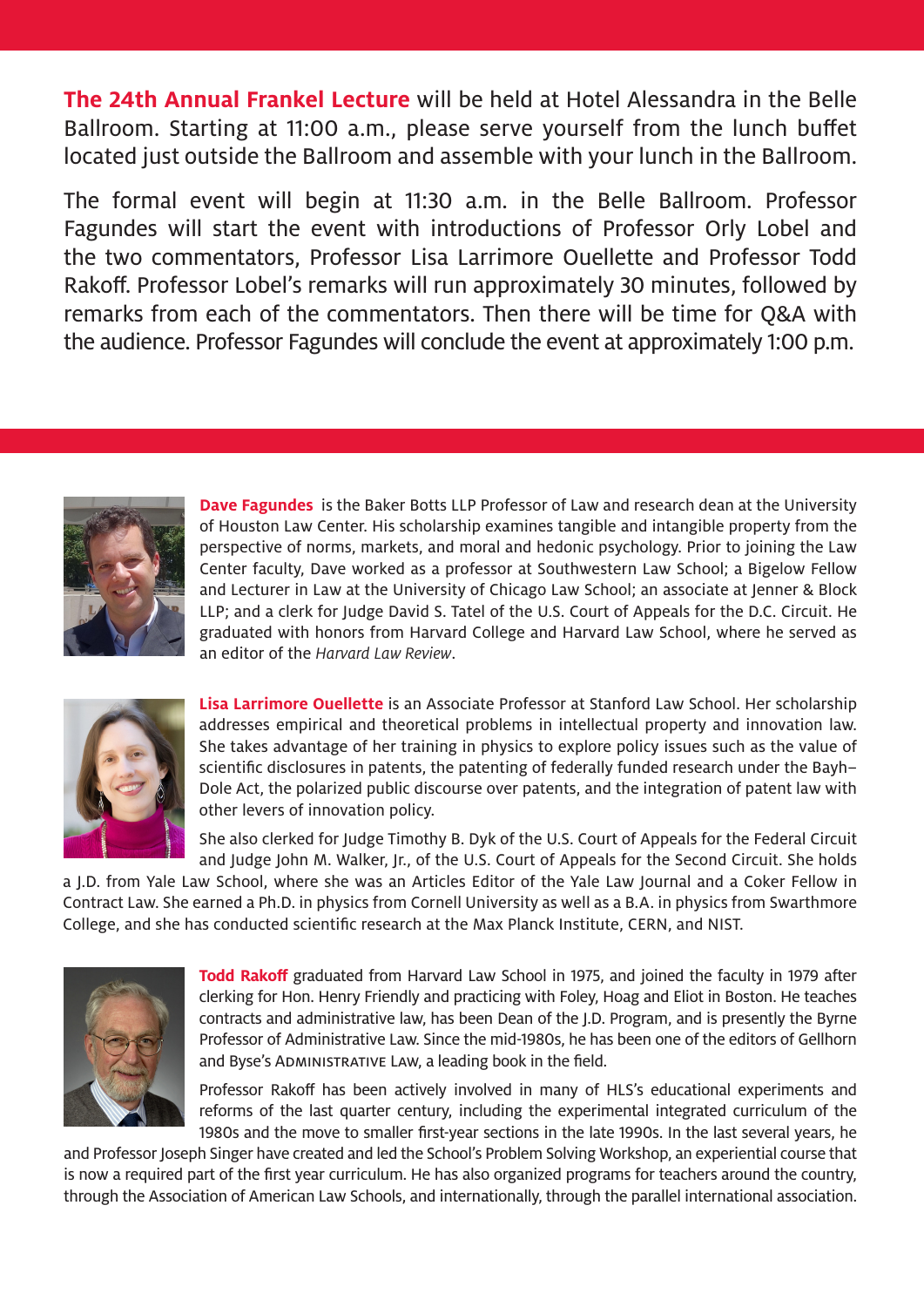**The 24th Annual Frankel Lecture** will be held at Hotel Alessandra in the Belle Ballroom. Starting at 11:00 a.m., please serve yourself from the lunch buffet located just outside the Ballroom and assemble with your lunch in the Ballroom.

The formal event will begin at 11:30 a.m. in the Belle Ballroom. Professor Fagundes will start the event with introductions of Professor Orly Lobel and the two commentators, Professor Lisa Larrimore Ouellette and Professor Todd Rakoff. Professor Lobel's remarks will run approximately 30 minutes, followed by remarks from each of the commentators. Then there will be time for Q&A with the audience. Professor Fagundes will conclude the event at approximately 1:00 p.m.

**Dave Fagundes** is the Baker Botts LLP Professor of Law and research dean at the University of Houston Law Center. His scholarship examines tangible and intangible property from the perspective of norms, markets, and moral and hedonic psychology. Prior to joining the Law Center faculty, Dave worked as a professor at Southwestern Law School; a Bigelow Fellow and Lecturer in Law at the University of Chicago Law School; an associate at Jenner & Block LLP; and a clerk for Judge David S. Tatel of the U.S. Court of Appeals for the D.C. Circuit. He graduated with honors from Harvard College and Harvard Law School, where he served as an editor of the *Harvard Law Review*.

**Lisa Larrimore Ouellette** is an Associate Professor at Stanford Law School. Her scholarship addresses empirical and theoretical problems in intellectual property and innovation law. She takes advantage of her training in physics to explore policy issues such as the value of scientific disclosures in patents, the patenting of federally funded research under the Bayh–Dole Act, the polarized public discourse over patents, and the integration of patent law with other levers of innovation policy.

She also clerked for Judge Timothy B. Dyk of the U.S. Court of Appeals for the Federal Circuit and Judge John M. Walker, Jr., of the U.S. Court of Appeals for the Second Circuit. She holds a J.D. from Yale Law School, where she was an Articles Editor of the Yale Law Journal and a Coker Fellow in Contract Law. She earned a Ph.D. in physics from Cornell University as well as a B.A. in physics from Swarthmore College, and she has conducted scientific research at the Max Planck Institute, CERN, and NIST.

**Todd Rakoff** graduated from Harvard Law School in 1975, and joined the faculty in 1979 after clerking for Hon. Henry Friendly and practicing with Foley, Hoag and Eliot in Boston. He teaches contracts and administrative law, has been Dean of the J.D. Program, and is presently the Byrne Professor of Administrative Law. Since the mid-1980s, he has been one of the editors of Gellhorn and Byse's ADMINISTRATIVE LAW, a leading book in the field.

Professor Rakoff has been actively involved in many of HLS's educational experiments and reforms of the last quarter century, including the experimental integrated curriculum of the 1980s and the move to smaller first-year sections in the late 1990s. In the last several years, he and Professor Joseph Singer have created and led the School's Problem Solving Workshop, an experiential course that is now a required part of the first year curriculum. He has also organized programs for teachers around the country, through the Association of American Law Schools, and internationally, through the parallel international association.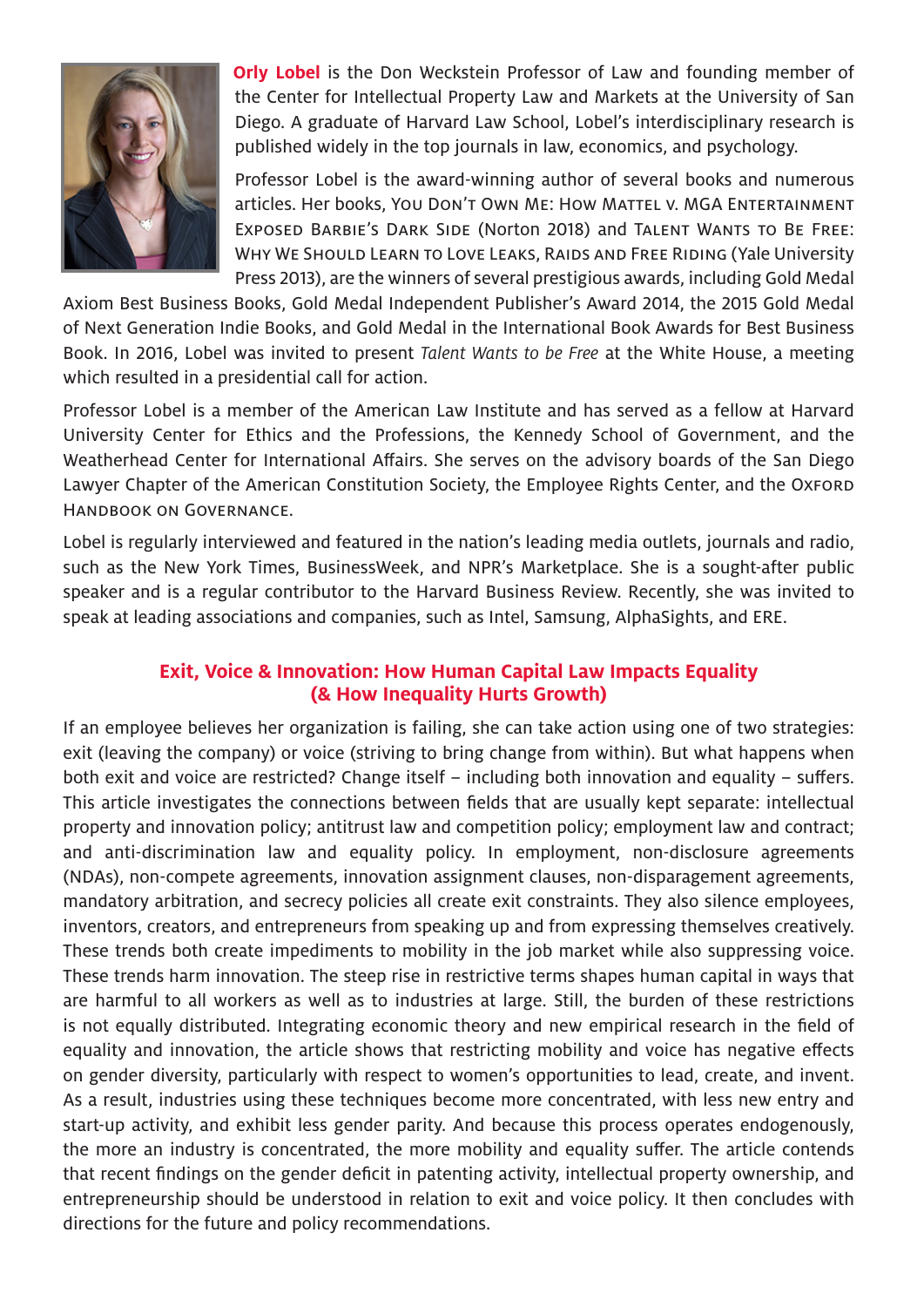**Orly Lobel** is the Don Weckstein Professor of Law and founding member of the Center for Intellectual Property Law and Markets at the University of San Diego. A graduate of Harvard Law School, Lobel's interdisciplinary research is published widely in the top journals in law, economics, and psychology.

Professor Lobel is the award-winning author of several books and numerous articles. Her books, You Don't Own Me: How Mattel v. MGA Entertainment Exposed Barbie's Dark Side (Norton 2018) and Talent Wants to Be Free: Why We Should Learn to Love Leaks, Raids and Free Riding (Yale University Press 2013), are the winners of several prestigious awards, including Gold Medal Axiom Best Business Books, Gold Medal Independent Publisher's Award 2014, the 2015 Gold Medal of Next Generation Indie Books, and Gold Medal in the International Book Awards for Best Business Book. In 2016, Lobel was invited to present *Talent Wants to be Free* at the White House, a meeting which resulted in a presidential call for action.

Professor Lobel is a member of the American Law Institute and has served as a fellow at Harvard University Center for Ethics and the Professions, the Kennedy School of Government, and the Weatherhead Center for International Affairs. She serves on the advisory boards of the San Diego Lawyer Chapter of the American Constitution Society, the Employee Rights Center, and the Oxford Handbook on Governance.

Lobel is regularly interviewed and featured in the nation's leading media outlets, journals and radio, such as the New York Times, BusinessWeek, and NPR's Marketplace. She is a sought-after public speaker and is a regular contributor to the Harvard Business Review. Recently, she was invited to speak at leading associations and companies, such as Intel, Samsung, AlphaSights, and ERE.

## Exit, Voice & Innovation: How Human Capital Law Impacts Equality (& How Inequality Hurts Growth)

If an employee believes her organization is failing, she can take action using one of two strategies: exit (leaving the company) or voice (striving to bring change from within). But what happens when both exit and voice are restricted? Change itself – including both innovation and equality – suffers. This article investigates the connections between fields that are usually kept separate: intellectual property and innovation policy; antitrust law and competition policy; employment law and contract; and anti-discrimination law and equality policy. In employment, non-disclosure agreements (NDAs), non-compete agreements, innovation assignment clauses, non-disparagement agreements, mandatory arbitration, and secrecy policies all create exit constraints. They also silence employees, inventors, creators, and entrepreneurs from speaking up and from expressing themselves creatively. These trends both create impediments to mobility in the job market while also suppressing voice. These trends harm innovation. The steep rise in restrictive terms shapes human capital in ways that are harmful to all workers as well as to industries at large. Still, the burden of these restrictions is not equally distributed. Integrating economic theory and new empirical research in the field of equality and innovation, the article shows that restricting mobility and voice has negative effects on gender diversity, particularly with respect to women's opportunities to lead, create, and invent. As a result, industries using these techniques become more concentrated, with less new entry and start-up activity, and exhibit less gender parity. And because this process operates endogenously, the more an industry is concentrated, the more mobility and equality suffer. The article contends that recent findings on the gender deficit in patenting activity, intellectual property ownership, and entrepreneurship should be understood in relation to exit and voice policy. It then concludes with directions for the future and policy recommendations.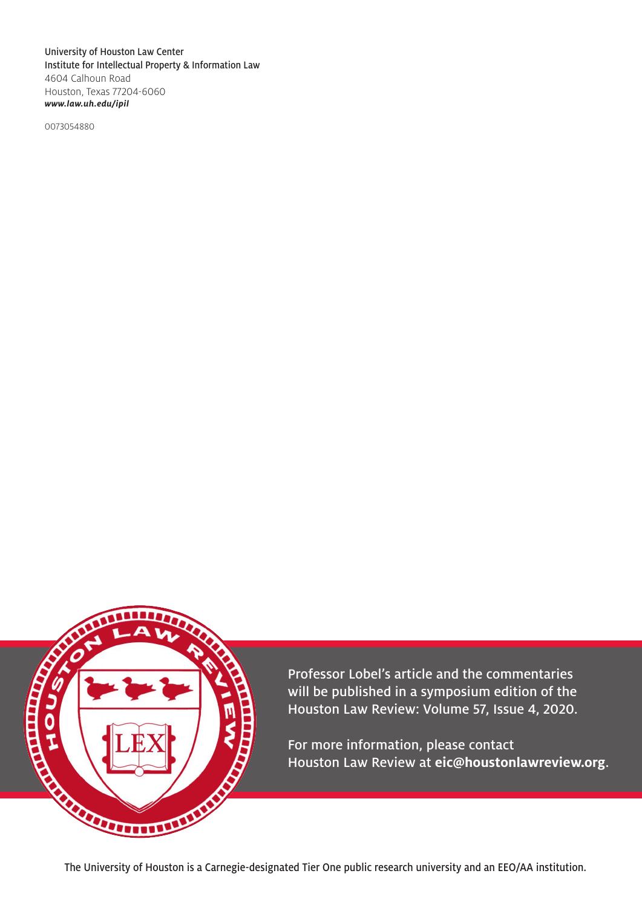University of Houston Law Center
Institute for Intellectual Property & Information Law
4604 Calhoun Road
Houston, Texas 77204-6060
***www.law.uh.edu/ipil***

0073054880

Professor Lobel's article and the commentaries will be published in a symposium edition of the Houston Law Review: Volume 57, Issue 4, 2020.

For more information, please contact Houston Law Review at **eic@houstonlawreview.org**.

The University of Houston is a Carnegie-designated Tier One public research university and an EEO/AA institution.